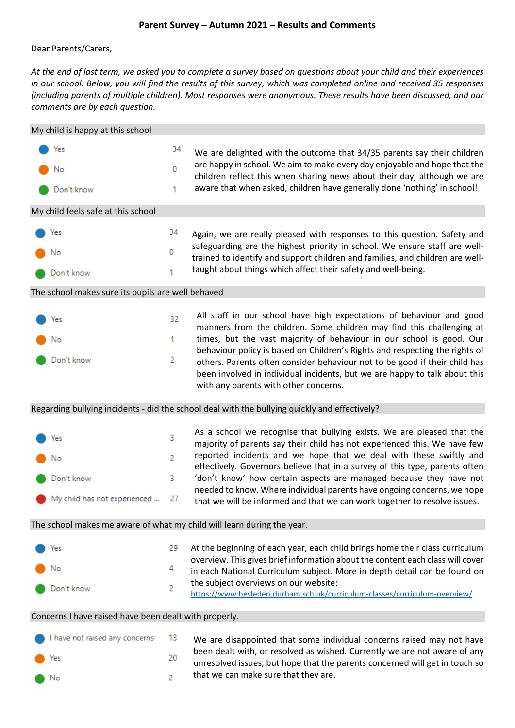# Parent Survey – Autumn 2021 – Results and Comments

Dear Parents/Carers,

*At the end of last term, we asked you to complete a survey based on questions about your child and their experiences in our school. Below, you will find the results of this survey, which was completed online and received 35 responses (including parents of multiple children). Most responses were anonymous. These results have been discussed, and our comments are by each question.*

## My child is happy at this school

| Response | Count |
|---|---|
| Yes | 34 |
| No | 0 |
| Don't know | 1 |

We are delighted with the outcome that 34/35 parents say their children are happy in school. We aim to make every day enjoyable and hope that the children reflect this when sharing news about their day, although we are aware that when asked, children have generally done 'nothing' in school!

## My child feels safe at this school

| Response | Count |
|---|---|
| Yes | 34 |
| No | 0 |
| Don't know | 1 |

Again, we are really pleased with responses to this question. Safety and safeguarding are the highest priority in school. We ensure staff are well-trained to identify and support children and families, and children are well-taught about things which affect their safety and well-being.

## The school makes sure its pupils are well behaved

| Response | Count |
|---|---|
| Yes | 32 |
| No | 1 |
| Don't know | 2 |

All staff in our school have high expectations of behaviour and good manners from the children. Some children may find this challenging at times, but the vast majority of behaviour in our school is good. Our behaviour policy is based on Children's Rights and respecting the rights of others. Parents often consider behaviour not to be good if their child has been involved in individual incidents, but we are happy to talk about this with any parents with other concerns.

## Regarding bullying incidents - did the school deal with the bullying quickly and effectively?

| Response | Count |
|---|---|
| Yes | 3 |
| No | 2 |
| Don't know | 3 |
| My child has not experienced ... | 27 |

As a school we recognise that bullying exists. We are pleased that the majority of parents say their child has not experienced this. We have few reported incidents and we hope that we deal with these swiftly and effectively. Governors believe that in a survey of this type, parents often 'don't know' how certain aspects are managed because they have not needed to know. Where individual parents have ongoing concerns, we hope that we will be informed and that we can work together to resolve issues.

## The school makes me aware of what my child will learn during the year.

| Response | Count |
|---|---|
| Yes | 29 |
| No | 4 |
| Don't know | 2 |

At the beginning of each year, each child brings home their class curriculum overview. This gives brief information about the content each class will cover in each National Curriculum subject. More in depth detail can be found on the subject overviews on our website: https://www.hesleden.durham.sch.uk/curriculum-classes/curriculum-overview/

## Concerns I have raised have been dealt with properly.

| Response | Count |
|---|---|
| I have not raised any concerns | 13 |
| Yes | 20 |
| No | 2 |

We are disappointed that some individual concerns raised may not have been dealt with, or resolved as wished. Currently we are not aware of any unresolved issues, but hope that the parents concerned will get in touch so that we can make sure that they are.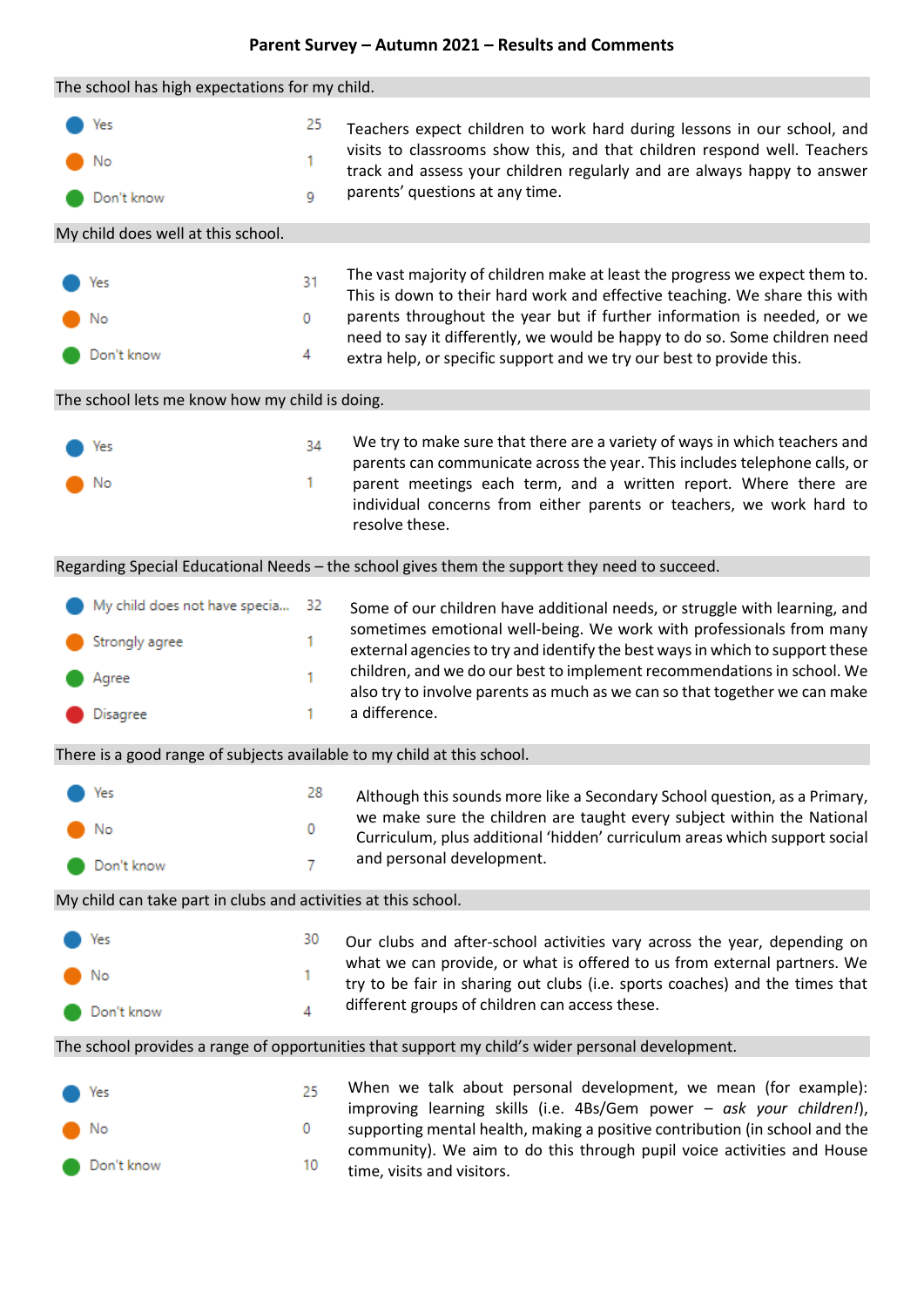# Parent Survey – Autumn 2021 – Results and Comments

## The school has high expectations for my child.

| Response | Count |
|---|---|
| Yes | 25 |
| No | 1 |
| Don't know | 9 |

Teachers expect children to work hard during lessons in our school, and visits to classrooms show this, and that children respond well. Teachers track and assess your children regularly and are always happy to answer parents' questions at any time.

## My child does well at this school.

| Response | Count |
|---|---|
| Yes | 31 |
| No | 0 |
| Don't know | 4 |

The vast majority of children make at least the progress we expect them to. This is down to their hard work and effective teaching. We share this with parents throughout the year but if further information is needed, or we need to say it differently, we would be happy to do so. Some children need extra help, or specific support and we try our best to provide this.

## The school lets me know how my child is doing.

| Response | Count |
|---|---|
| Yes | 34 |
| No | 1 |

We try to make sure that there are a variety of ways in which teachers and parents can communicate across the year. This includes telephone calls, or parent meetings each term, and a written report. Where there are individual concerns from either parents or teachers, we work hard to resolve these.

## Regarding Special Educational Needs – the school gives them the support they need to succeed.

| Response | Count |
|---|---|
| My child does not have specia... | 32 |
| Strongly agree | 1 |
| Agree | 1 |
| Disagree | 1 |

Some of our children have additional needs, or struggle with learning, and sometimes emotional well-being. We work with professionals from many external agencies to try and identify the best ways in which to support these children, and we do our best to implement recommendations in school. We also try to involve parents as much as we can so that together we can make a difference.

## There is a good range of subjects available to my child at this school.

| Response | Count |
|---|---|
| Yes | 28 |
| No | 0 |
| Don't know | 7 |

Although this sounds more like a Secondary School question, as a Primary, we make sure the children are taught every subject within the National Curriculum, plus additional 'hidden' curriculum areas which support social and personal development.

## My child can take part in clubs and activities at this school.

| Response | Count |
|---|---|
| Yes | 30 |
| No | 1 |
| Don't know | 4 |

Our clubs and after-school activities vary across the year, depending on what we can provide, or what is offered to us from external partners. We try to be fair in sharing out clubs (i.e. sports coaches) and the times that different groups of children can access these.

## The school provides a range of opportunities that support my child's wider personal development.

| Response | Count |
|---|---|
| Yes | 25 |
| No | 0 |
| Don't know | 10 |

When we talk about personal development, we mean (for example): improving learning skills (i.e. 4Bs/Gem power – *ask your children!*), supporting mental health, making a positive contribution (in school and the community). We aim to do this through pupil voice activities and House time, visits and visitors.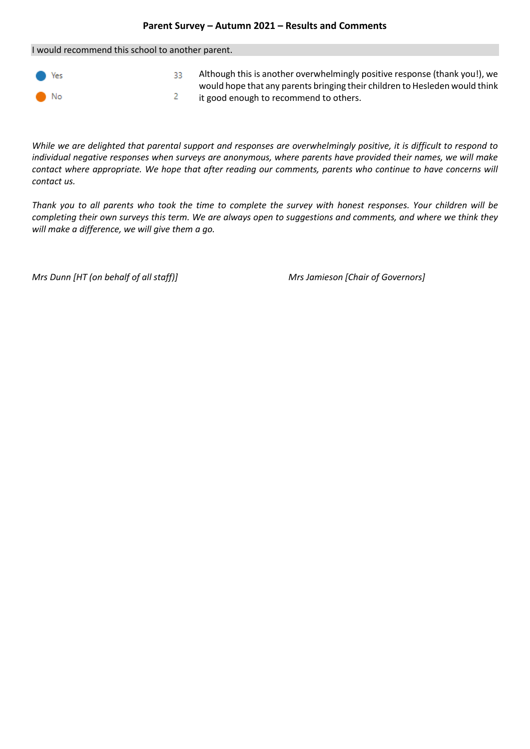**Parent Survey – Autumn 2021 – Results and Comments**

I would recommend this school to another parent.

Yes 33

No 2

Although this is another overwhelmingly positive response (thank you!), we would hope that any parents bringing their children to Hesleden would think it good enough to recommend to others.

*While we are delighted that parental support and responses are overwhelmingly positive, it is difficult to respond to individual negative responses when surveys are anonymous, where parents have provided their names, we will make contact where appropriate. We hope that after reading our comments, parents who continue to have concerns will contact us.*

*Thank you to all parents who took the time to complete the survey with honest responses. Your children will be completing their own surveys this term. We are always open to suggestions and comments, and where we think they will make a difference, we will give them a go.*

*Mrs Dunn [HT (on behalf of all staff)]*

*Mrs Jamieson [Chair of Governors]*